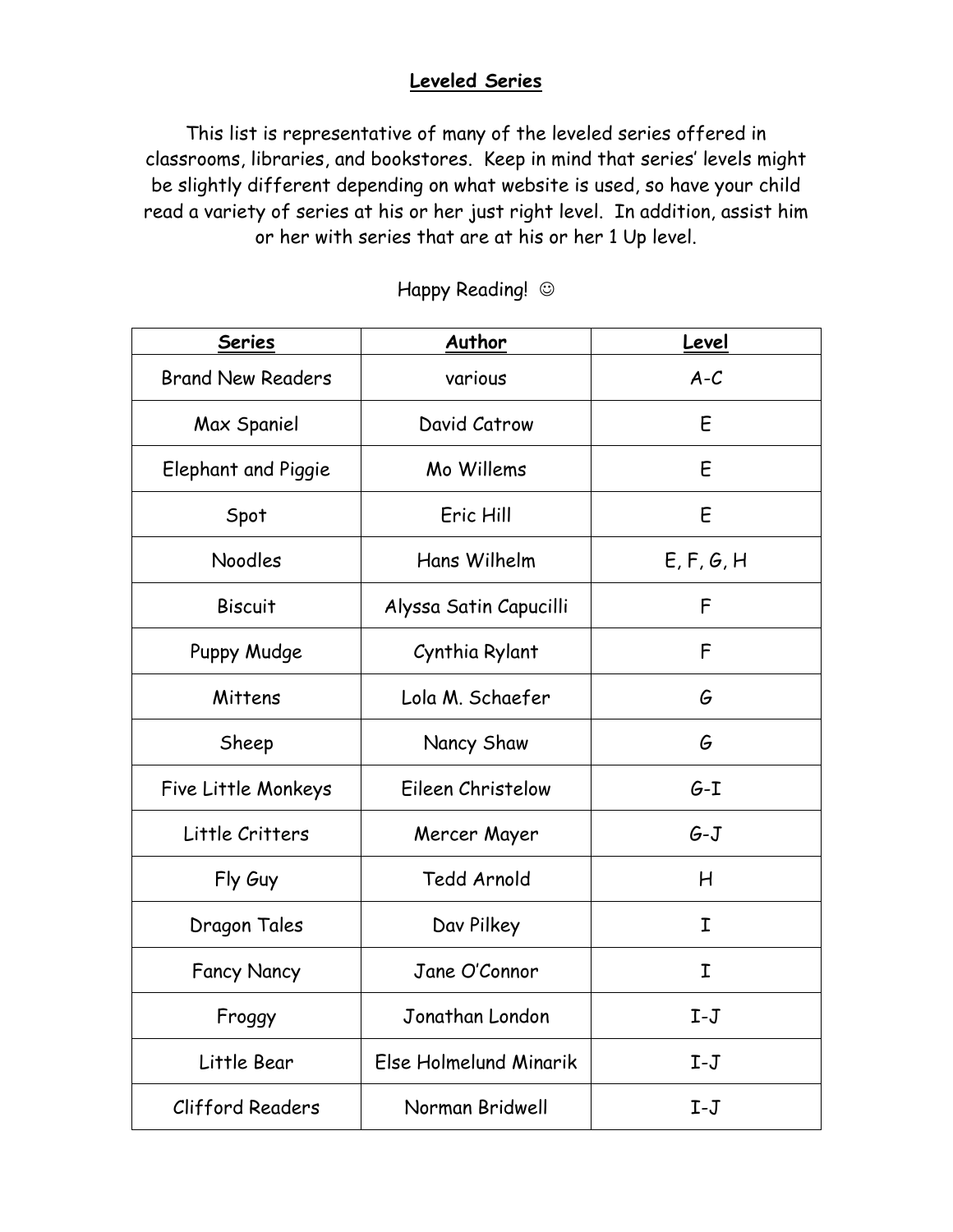# Leveled Series

This list is representative of many of the leveled series offered in classrooms, libraries, and bookstores. Keep in mind that series' levels might be slightly different depending on what website is used, so have your child read a variety of series at his or her just right level. In addition, assist him or her with series that are at his or her 1 Up level.

Happy Reading! ☺

| Series | Author | Level |
|---|---|---|
| Brand New Readers | various | A-C |
| Max Spaniel | David Catrow | E |
| Elephant and Piggie | Mo Willems | E |
| Spot | Eric Hill | E |
| Noodles | Hans Wilhelm | E, F, G, H |
| Biscuit | Alyssa Satin Capucilli | F |
| Puppy Mudge | Cynthia Rylant | F |
| Mittens | Lola M. Schaefer | G |
| Sheep | Nancy Shaw | G |
| Five Little Monkeys | Eileen Christelow | G-I |
| Little Critters | Mercer Mayer | G-J |
| Fly Guy | Tedd Arnold | H |
| Dragon Tales | Dav Pilkey | I |
| Fancy Nancy | Jane O'Connor | I |
| Froggy | Jonathan London | I-J |
| Little Bear | Else Holmelund Minarik | I-J |
| Clifford Readers | Norman Bridwell | I-J |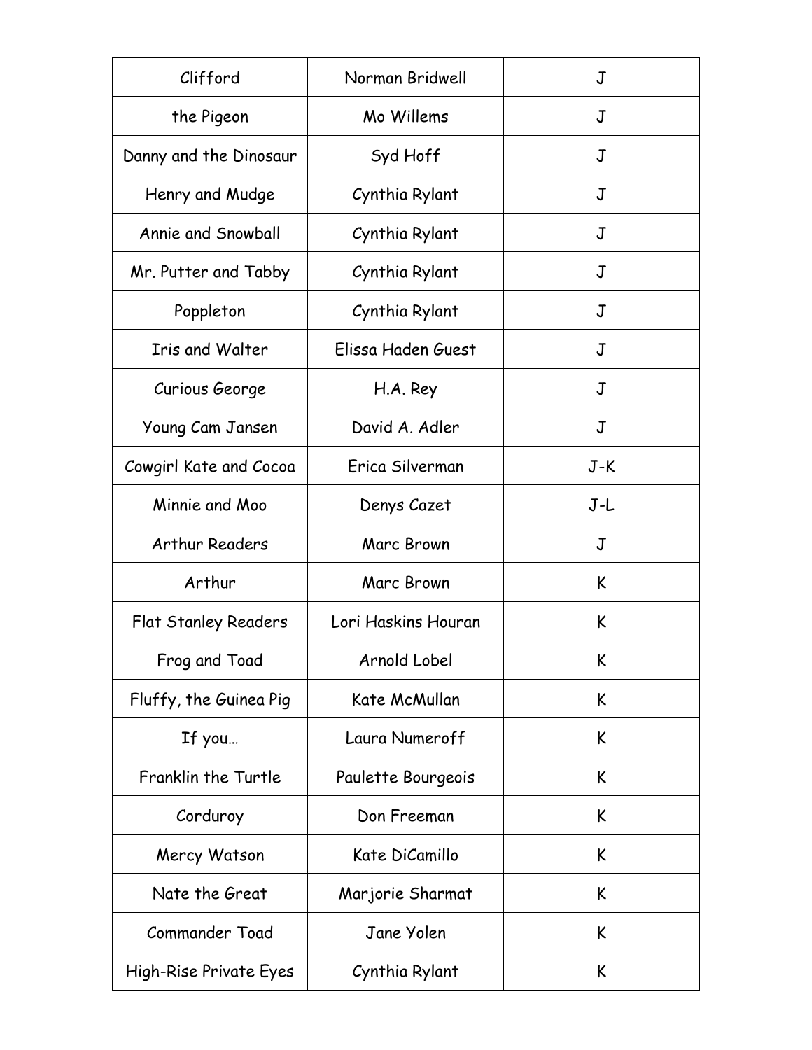| | | |
|---|---|---|
| Clifford | Norman Bridwell | J |
| the Pigeon | Mo Willems | J |
| Danny and the Dinosaur | Syd Hoff | J |
| Henry and Mudge | Cynthia Rylant | J |
| Annie and Snowball | Cynthia Rylant | J |
| Mr. Putter and Tabby | Cynthia Rylant | J |
| Poppleton | Cynthia Rylant | J |
| Iris and Walter | Elissa Haden Guest | J |
| Curious George | H.A. Rey | J |
| Young Cam Jansen | David A. Adler | J |
| Cowgirl Kate and Cocoa | Erica Silverman | J-K |
| Minnie and Moo | Denys Cazet | J-L |
| Arthur Readers | Marc Brown | J |
| Arthur | Marc Brown | K |
| Flat Stanley Readers | Lori Haskins Houran | K |
| Frog and Toad | Arnold Lobel | K |
| Fluffy, the Guinea Pig | Kate McMullan | K |
| If you… | Laura Numeroff | K |
| Franklin the Turtle | Paulette Bourgeois | K |
| Corduroy | Don Freeman | K |
| Mercy Watson | Kate DiCamillo | K |
| Nate the Great | Marjorie Sharmat | K |
| Commander Toad | Jane Yolen | K |
| High-Rise Private Eyes | Cynthia Rylant | K |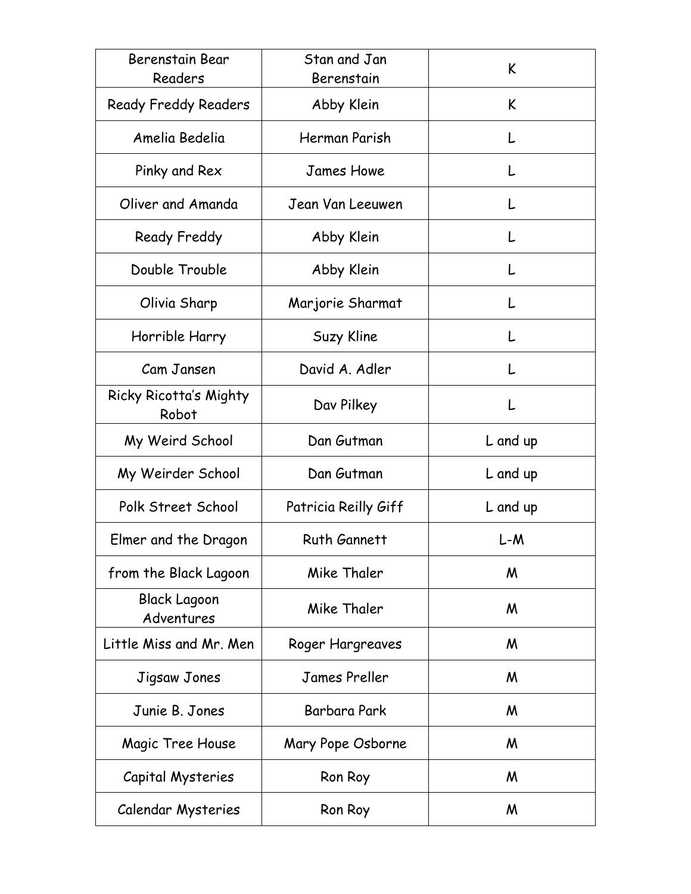| Berenstain Bear Readers | Stan and Jan Berenstain | K |
| --- | --- | --- |
| Ready Freddy Readers | Abby Klein | K |
| Amelia Bedelia | Herman Parish | L |
| Pinky and Rex | James Howe | L |
| Oliver and Amanda | Jean Van Leeuwen | L |
| Ready Freddy | Abby Klein | L |
| Double Trouble | Abby Klein | L |
| Olivia Sharp | Marjorie Sharmat | L |
| Horrible Harry | Suzy Kline | L |
| Cam Jansen | David A. Adler | L |
| Ricky Ricotta's Mighty Robot | Dav Pilkey | L |
| My Weird School | Dan Gutman | L and up |
| My Weirder School | Dan Gutman | L and up |
| Polk Street School | Patricia Reilly Giff | L and up |
| Elmer and the Dragon | Ruth Gannett | L-M |
| from the Black Lagoon | Mike Thaler | M |
| Black Lagoon Adventures | Mike Thaler | M |
| Little Miss and Mr. Men | Roger Hargreaves | M |
| Jigsaw Jones | James Preller | M |
| Junie B. Jones | Barbara Park | M |
| Magic Tree House | Mary Pope Osborne | M |
| Capital Mysteries | Ron Roy | M |
| Calendar Mysteries | Ron Roy | M |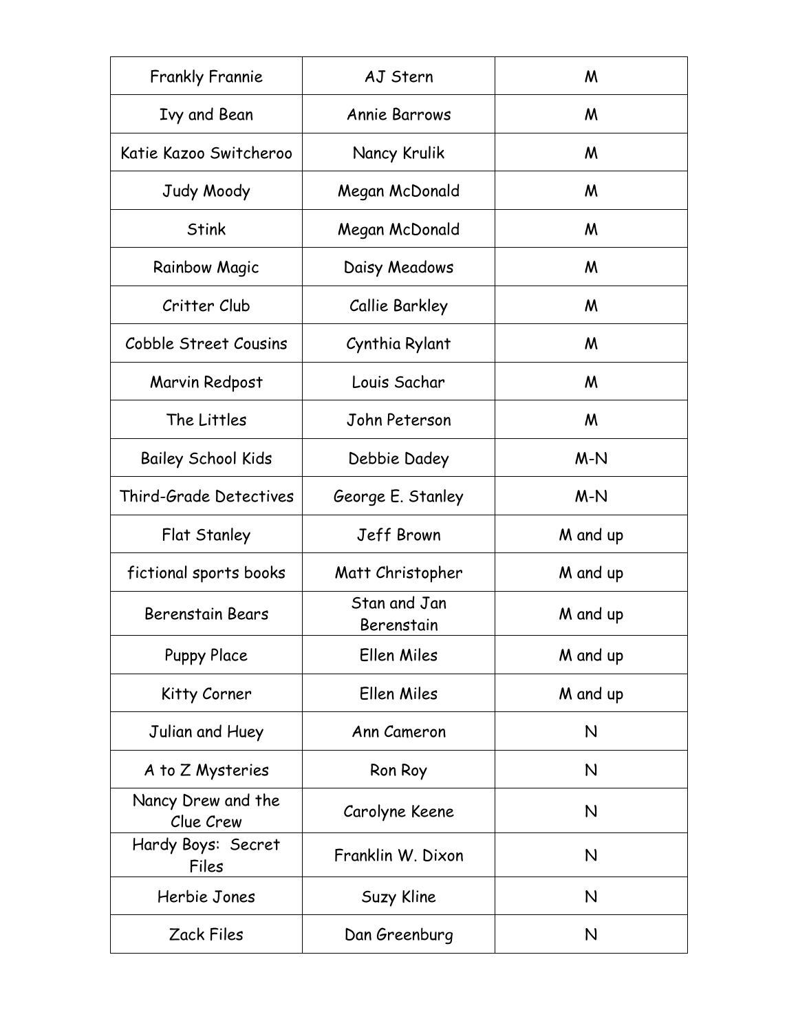| Frankly Frannie | AJ Stern | M |
|---|---|---|
| Ivy and Bean | Annie Barrows | M |
| Katie Kazoo Switcheroo | Nancy Krulik | M |
| Judy Moody | Megan McDonald | M |
| Stink | Megan McDonald | M |
| Rainbow Magic | Daisy Meadows | M |
| Critter Club | Callie Barkley | M |
| Cobble Street Cousins | Cynthia Rylant | M |
| Marvin Redpost | Louis Sachar | M |
| The Littles | John Peterson | M |
| Bailey School Kids | Debbie Dadey | M-N |
| Third-Grade Detectives | George E. Stanley | M-N |
| Flat Stanley | Jeff Brown | M and up |
| fictional sports books | Matt Christopher | M and up |
| Berenstain Bears | Stan and Jan Berenstain | M and up |
| Puppy Place | Ellen Miles | M and up |
| Kitty Corner | Ellen Miles | M and up |
| Julian and Huey | Ann Cameron | N |
| A to Z Mysteries | Ron Roy | N |
| Nancy Drew and the Clue Crew | Carolyne Keene | N |
| Hardy Boys: Secret Files | Franklin W. Dixon | N |
| Herbie Jones | Suzy Kline | N |
| Zack Files | Dan Greenburg | N |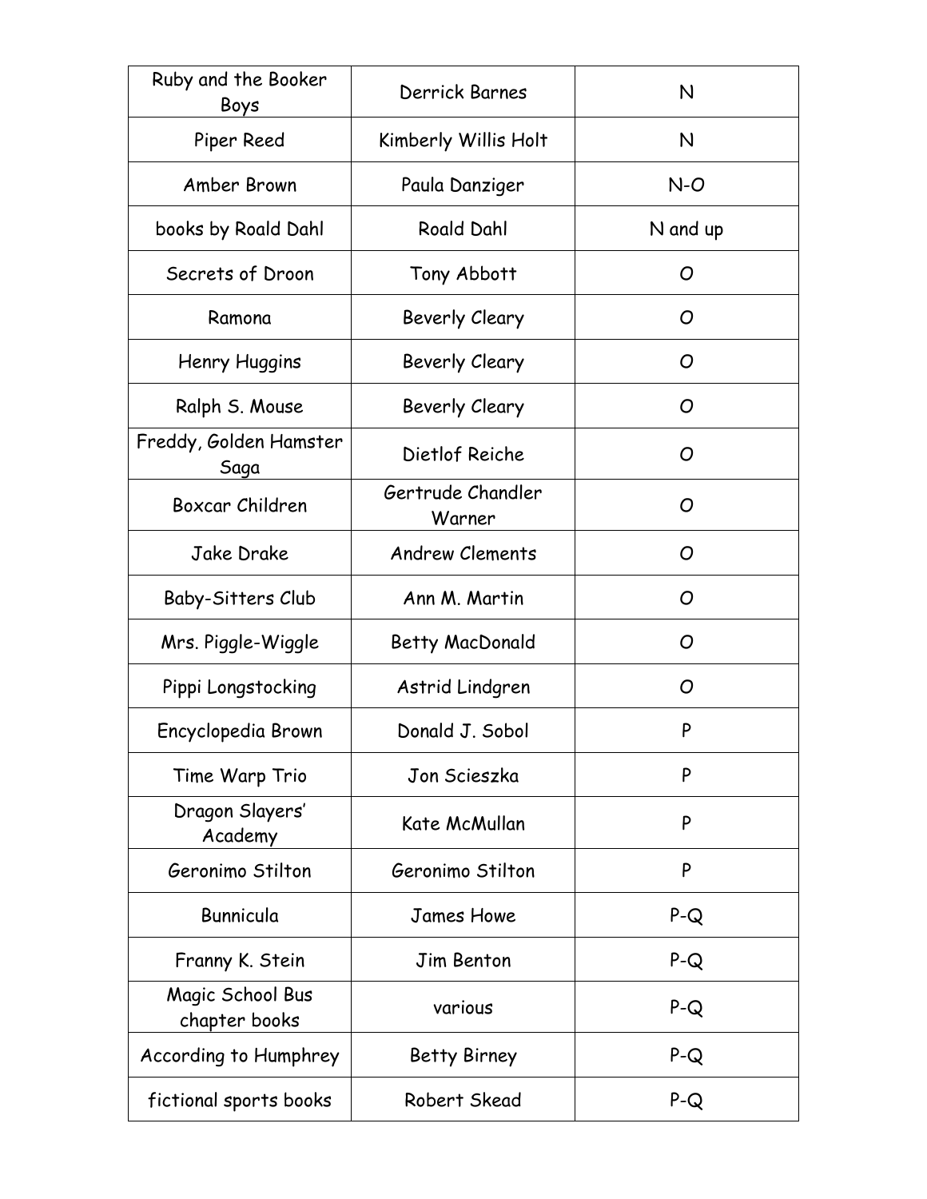| Ruby and the Booker Boys | Derrick Barnes | N |
|---|---|---|
| Piper Reed | Kimberly Willis Holt | N |
| Amber Brown | Paula Danziger | N-O |
| books by Roald Dahl | Roald Dahl | N and up |
| Secrets of Droon | Tony Abbott | O |
| Ramona | Beverly Cleary | O |
| Henry Huggins | Beverly Cleary | O |
| Ralph S. Mouse | Beverly Cleary | O |
| Freddy, Golden Hamster Saga | Dietlof Reiche | O |
| Boxcar Children | Gertrude Chandler Warner | O |
| Jake Drake | Andrew Clements | O |
| Baby-Sitters Club | Ann M. Martin | O |
| Mrs. Piggle-Wiggle | Betty MacDonald | O |
| Pippi Longstocking | Astrid Lindgren | O |
| Encyclopedia Brown | Donald J. Sobol | P |
| Time Warp Trio | Jon Scieszka | P |
| Dragon Slayers' Academy | Kate McMullan | P |
| Geronimo Stilton | Geronimo Stilton | P |
| Bunnicula | James Howe | P-Q |
| Franny K. Stein | Jim Benton | P-Q |
| Magic School Bus chapter books | various | P-Q |
| According to Humphrey | Betty Birney | P-Q |
| fictional sports books | Robert Skead | P-Q |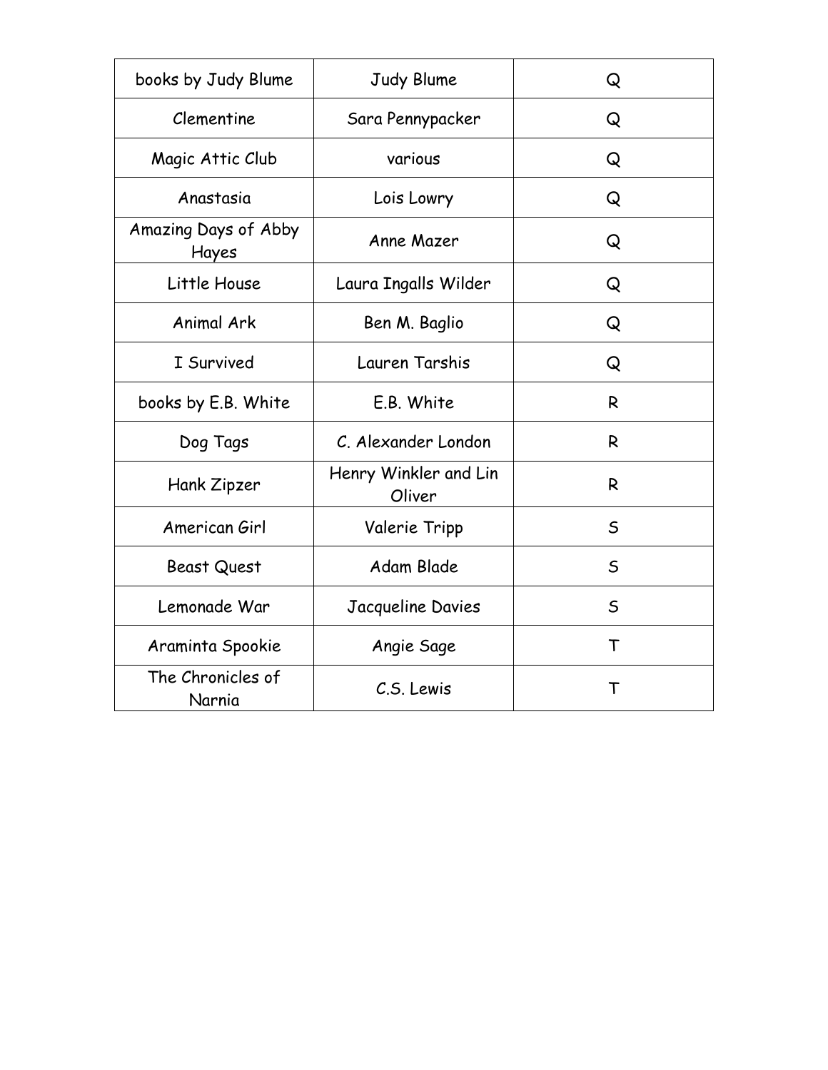| | | |
|---|---|---|
| books by Judy Blume | Judy Blume | Q |
| Clementine | Sara Pennypacker | Q |
| Magic Attic Club | various | Q |
| Anastasia | Lois Lowry | Q |
| Amazing Days of Abby Hayes | Anne Mazer | Q |
| Little House | Laura Ingalls Wilder | Q |
| Animal Ark | Ben M. Baglio | Q |
| I Survived | Lauren Tarshis | Q |
| books by E.B. White | E.B. White | R |
| Dog Tags | C. Alexander London | R |
| Hank Zipzer | Henry Winkler and Lin Oliver | R |
| American Girl | Valerie Tripp | S |
| Beast Quest | Adam Blade | S |
| Lemonade War | Jacqueline Davies | S |
| Araminta Spookie | Angie Sage | T |
| The Chronicles of Narnia | C.S. Lewis | T |